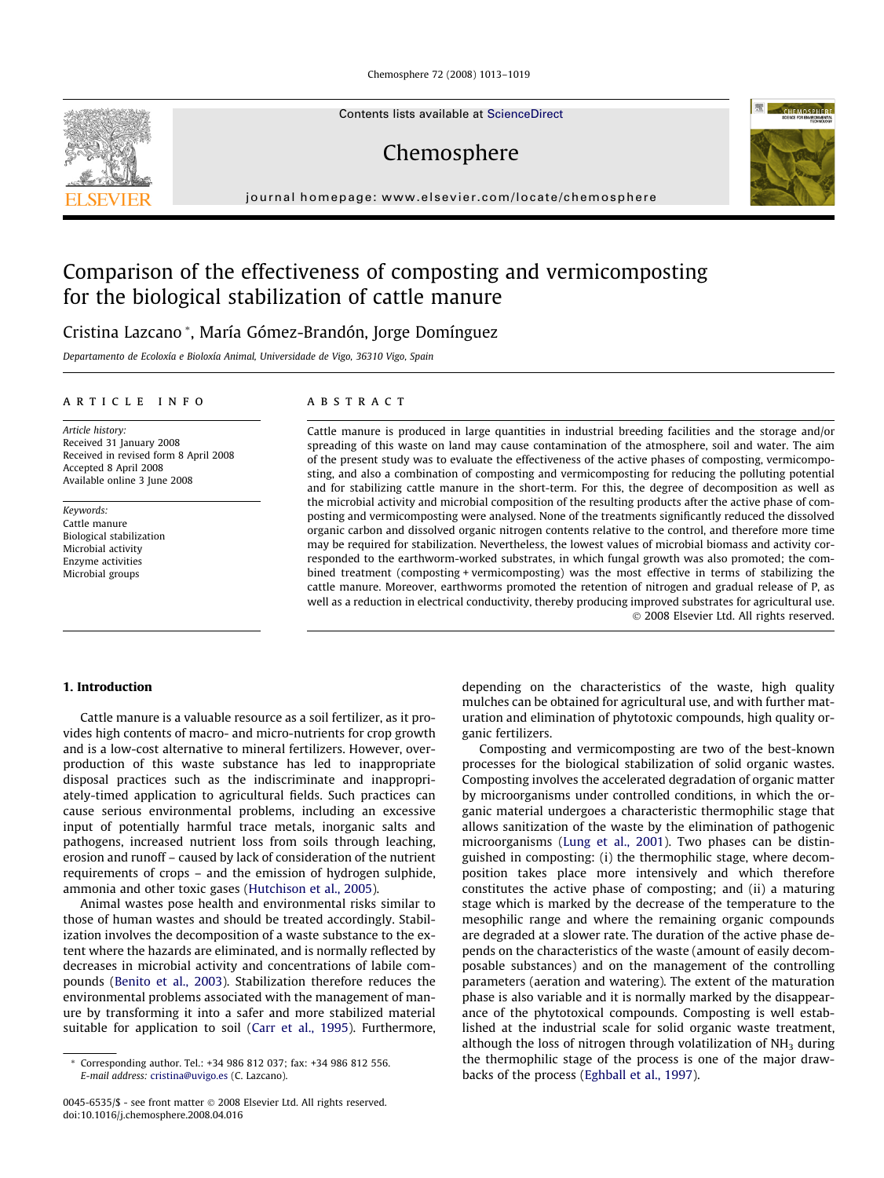# Comparison of the effectiveness of composting and vermicomposting for the biological stabilization of cattle manure

Cristina Lazcano *, María Gómez-Brandón, Jorge Domínguez

*Departamento de Ecoloxía e Bioloxía Animal, Universidade de Vigo, 36310 Vigo, Spain*

## ARTICLE INFO

*Article history:*
Received 31 January 2008
Received in revised form 8 April 2008
Accepted 8 April 2008
Available online 3 June 2008

*Keywords:*
Cattle manure
Biological stabilization
Microbial activity
Enzyme activities
Microbial groups

## ABSTRACT

Cattle manure is produced in large quantities in industrial breeding facilities and the storage and/or spreading of this waste on land may cause contamination of the atmosphere, soil and water. The aim of the present study was to evaluate the effectiveness of the active phases of composting, vermicomposting, and also a combination of composting and vermicomposting for reducing the polluting potential and for stabilizing cattle manure in the short-term. For this, the degree of decomposition as well as the microbial activity and microbial composition of the resulting products after the active phase of composting and vermicomposting were analysed. None of the treatments significantly reduced the dissolved organic carbon and dissolved organic nitrogen contents relative to the control, and therefore more time may be required for stabilization. Nevertheless, the lowest values of microbial biomass and activity corresponded to the earthworm-worked substrates, in which fungal growth was also promoted; the combined treatment (composting + vermicomposting) was the most effective in terms of stabilizing the cattle manure. Moreover, earthworms promoted the retention of nitrogen and gradual release of P, as well as a reduction in electrical conductivity, thereby producing improved substrates for agricultural use.

© 2008 Elsevier Ltd. All rights reserved.

## 1. Introduction

Cattle manure is a valuable resource as a soil fertilizer, as it provides high contents of macro- and micro-nutrients for crop growth and is a low-cost alternative to mineral fertilizers. However, overproduction of this waste substance has led to inappropriate disposal practices such as the indiscriminate and inappropriately-timed application to agricultural fields. Such practices can cause serious environmental problems, including an excessive input of potentially harmful trace metals, inorganic salts and pathogens, increased nutrient loss from soils through leaching, erosion and runoff – caused by lack of consideration of the nutrient requirements of crops – and the emission of hydrogen sulphide, ammonia and other toxic gases (Hutchison et al., 2005).

Animal wastes pose health and environmental risks similar to those of human wastes and should be treated accordingly. Stabilization involves the decomposition of a waste substance to the extent where the hazards are eliminated, and is normally reflected by decreases in microbial activity and concentrations of labile compounds (Benito et al., 2003). Stabilization therefore reduces the environmental problems associated with the management of manure by transforming it into a safer and more stabilized material suitable for application to soil (Carr et al., 1995). Furthermore, depending on the characteristics of the waste, high quality mulches can be obtained for agricultural use, and with further maturation and elimination of phytotoxic compounds, high quality organic fertilizers.

Composting and vermicomposting are two of the best-known processes for the biological stabilization of solid organic wastes. Composting involves the accelerated degradation of organic matter by microorganisms under controlled conditions, in which the organic material undergoes a characteristic thermophilic stage that allows sanitization of the waste by the elimination of pathogenic microorganisms (Lung et al., 2001). Two phases can be distinguished in composting: (i) the thermophilic stage, where decomposition takes place more intensively and which therefore constitutes the active phase of composting; and (ii) a maturing stage which is marked by the decrease of the temperature to the mesophilic range and where the remaining organic compounds are degraded at a slower rate. The duration of the active phase depends on the characteristics of the waste (amount of easily decomposable substances) and on the management of the controlling parameters (aeration and watering). The extent of the maturation phase is also variable and it is normally marked by the disappearance of the phytotoxical compounds. Composting is well established at the industrial scale for solid organic waste treatment, although the loss of nitrogen through volatilization of $NH_3$ during the thermophilic stage of the process is one of the major drawbacks of the process (Eghball et al., 1997).

* Corresponding author. Tel.: +34 986 812 037; fax: +34 986 812 556.
*E-mail address:* cristina@uvigo.es (C. Lazcano).

0045-6535/$ - see front matter © 2008 Elsevier Ltd. All rights reserved.
doi:10.1016/j.chemosphere.2008.04.016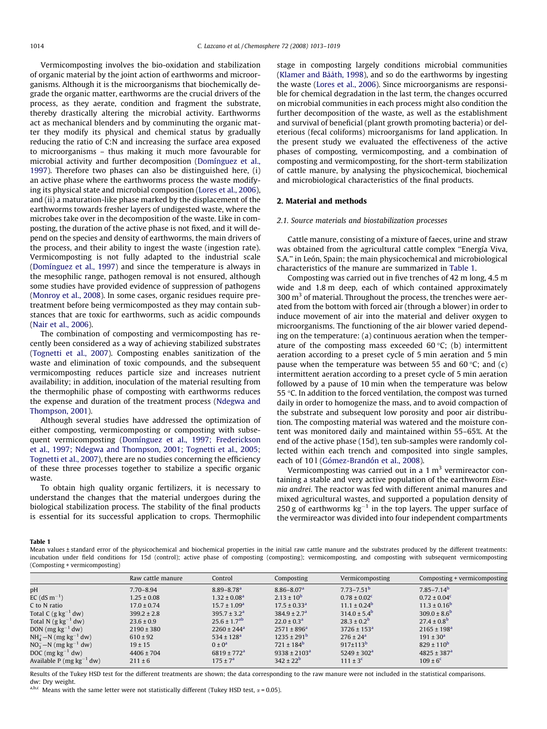Vermicomposting involves the bio-oxidation and stabilization of organic material by the joint action of earthworms and microorganisms. Although it is the microorganisms that biochemically degrade the organic matter, earthworms are the crucial drivers of the process, as they aerate, condition and fragment the substrate, thereby drastically altering the microbial activity. Earthworms act as mechanical blenders and by comminuting the organic matter they modify its physical and chemical status by gradually reducing the ratio of C:N and increasing the surface area exposed to microorganisms – thus making it much more favourable for microbial activity and further decomposition (Domínguez et al., 1997). Therefore two phases can also be distinguished here, (i) an active phase where the earthworms process the waste modifying its physical state and microbial composition (Lores et al., 2006), and (ii) a maturation-like phase marked by the displacement of the earthworms towards fresher layers of undigested waste, where the microbes take over in the decomposition of the waste. Like in composting, the duration of the active phase is not fixed, and it will depend on the species and density of earthworms, the main drivers of the process, and their ability to ingest the waste (ingestion rate). Vermicomposting is not fully adapted to the industrial scale (Domínguez et al., 1997) and since the temperature is always in the mesophilic range, pathogen removal is not ensured, although some studies have provided evidence of suppression of pathogens (Monroy et al., 2008). In some cases, organic residues require pretreatment before being vermicomposted as they may contain substances that are toxic for earthworms, such as acidic compounds (Nair et al., 2006).

The combination of composting and vermicomposting has recently been considered as a way of achieving stabilized substrates (Tognetti et al., 2007). Composting enables sanitization of the waste and elimination of toxic compounds, and the subsequent vermicomposting reduces particle size and increases nutrient availability; in addition, inoculation of the material resulting from the thermophilic phase of composting with earthworms reduces the expense and duration of the treatment process (Ndegwa and Thompson, 2001).

Although several studies have addressed the optimization of either composting, vermicomposting or composting with subsequent vermicomposting (Domínguez et al., 1997; Frederickson et al., 1997; Ndegwa and Thompson, 2001; Tognetti et al., 2005; Tognetti et al., 2007), there are no studies concerning the efficiency of these three processes together to stabilize a specific organic waste.

To obtain high quality organic fertilizers, it is necessary to understand the changes that the material undergoes during the biological stabilization process. The stability of the final products is essential for its successful application to crops. Thermophilic stage in composting largely conditions microbial communities (Klamer and Bååth, 1998), and so do the earthworms by ingesting the waste (Lores et al., 2006). Since microorganisms are responsible for chemical degradation in the last term, the changes occurred on microbial communities in each process might also condition the further decomposition of the waste, as well as the establishment and survival of beneficial (plant growth promoting bacteria) or deleterious (fecal coliforms) microorganisms for land application. In the present study we evaluated the effectiveness of the active phases of composting, vermicomposting, and a combination of composting and vermicomposting, for the short-term stabilization of cattle manure, by analysing the physicochemical, biochemical and microbiological characteristics of the final products.

## 2. Material and methods

### 2.1. Source materials and biostabilization processes

Cattle manure, consisting of a mixture of faeces, urine and straw was obtained from the agricultural cattle complex "Energía Viva, S.A." in León, Spain; the main physicochemical and microbiological characteristics of the manure are summarized in Table 1.

Composting was carried out in five trenches of 42 m long, 4.5 m wide and 1.8 m deep, each of which contained approximately 300 $m^3$ of material. Throughout the process, the trenches were aerated from the bottom with forced air (through a blower) in order to induce movement of air into the material and deliver oxygen to microorganisms. The functioning of the air blower varied depending on the temperature: (a) continuous aeration when the temperature of the composting mass exceeded 60 °C; (b) intermittent aeration according to a preset cycle of 5 min aeration and 5 min pause when the temperature was between 55 and 60 °C; and (c) intermittent aeration according to a preset cycle of 5 min aeration followed by a pause of 10 min when the temperature was below 55 °C. In addition to the forced ventilation, the compost was turned daily in order to homogenize the mass, and to avoid compaction of the substrate and subsequent low porosity and poor air distribution. The composting material was watered and the moisture content was monitored daily and maintained within 55–65%. At the end of the active phase (15d), ten sub-samples were randomly collected within each trench and composited into single samples, each of 10 l (Gómez-Brandón et al., 2008).

Vermicomposting was carried out in a 1 $m^3$ vermireactor containing a stable and very active population of the earthworm *Eisenia andrei*. The reactor was fed with different animal manures and mixed agricultural wastes, and supported a population density of 250 g of earthworms $kg^{-1}$ in the top layers. The upper surface of the vermireactor was divided into four independent compartments

**Table 1**
Mean values ± standard error of the physicochemical and biochemical properties in the initial raw cattle manure and the substrates produced by the different treatments: incubation under field conditions for 15d (control); active phase of composting (composting); vermicomposting, and composting with subsequent vermicomposting (Composting + vermicomposting)

| | Raw cattle manure | Control | Composting | Vermicomposting | Composting + vermicomposting |
|---|---|---|---|---|---|
| pH | 7.70–8.94 | 8.89–8.78[a] | 8.86–8.07[a] | 7.73–7.51[b] | 7.85–7.14[b] |
| EC (dS $m^{-1}$) | 1.25 ± 0.08 | 1.32 ± 0.08[a] | 2.13 ± 10[b] | 0.78 ± 0.02[c] | 0.72 ± 0.04[c] |
| C to N ratio | 17.0 ± 0.74 | 15.7 ± 1.09[a] | 17.5 ± 0.33[a] | 11.1 ± 0.24[b] | 11.3 ± 0.16[b] |
| Total C (g $kg^{-1}$ dw) | 399.2 ± 2.8 | 395.7 ± 3.2[a] | 384.9 ± 2.7[a] | 314.0 ± 5.4[b] | 309.0 ± 8.6[b] |
| Total N (g $kg^{-1}$ dw) | 23.6 ± 0.9 | 25.6 ± 1.7[ab] | 22.0 ± 0.3[a] | 28.3 ± 0.2[b] | 27.4 ± 0.8[b] |
| DON (mg $kg^{-1}$ dw) | 2190 ± 380 | 2260 ± 244[a] | 2571 ± 896[a] | 3726 ± 153[a] | 2165 ± 198[a] |
| $NH_4^+$–N (mg $kg^{-1}$ dw) | 610 ± 92 | 534 ± 128[a] | 1235 ± 291[b] | 276 ± 24[a] | 191 ± 30[a] |
| $NO_3^-$–N (mg $kg^{-1}$ dw) | 19 ± 15 | 0 ± 0[a] | 721 ± 184[b] | 917±113[b] | 829 ± 110[b] |
| DOC (mg $kg^{-1}$ dw) | 4406 ± 704 | 6819 ± 772[a] | 9338 ± 2103[a] | 5249 ± 302[a] | 4825 ± 387[a] |
| Available P (mg $kg^{-1}$ dw) | 211 ± 6 | 175 ± 7[a] | 342 ± 22[b] | 111 ± 3[c] | 109 ± 6[c] |

Results of the Tukey HSD test for the different treatments are shown; the data corresponding to the raw manure were not included in the statistical comparisons.
dw: Dry weight.
[a,b,c] Means with the same letter were not statistically different (Tukey HSD test, $\alpha = 0.05$).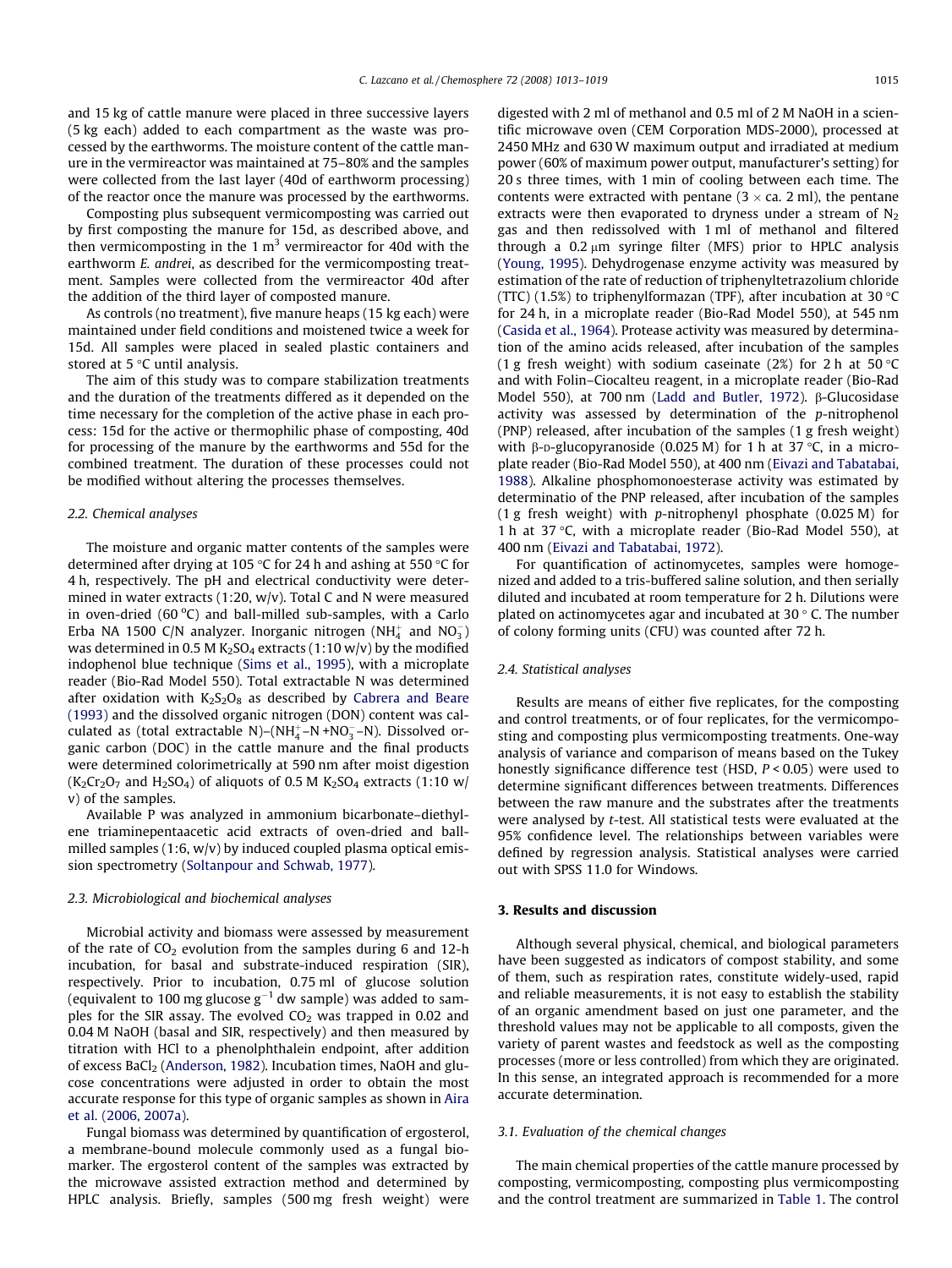and 15 kg of cattle manure were placed in three successive layers (5 kg each) added to each compartment as the waste was processed by the earthworms. The moisture content of the cattle manure in the vermireactor was maintained at 75–80% and the samples were collected from the last layer (40d of earthworm processing) of the reactor once the manure was processed by the earthworms.

Composting plus subsequent vermicomposting was carried out by first composting the manure for 15d, as described above, and then vermicomposting in the 1 $m^3$ vermireactor for 40d with the earthworm *E. andrei*, as described for the vermicomposting treatment. Samples were collected from the vermireactor 40d after the addition of the third layer of composted manure.

As controls (no treatment), five manure heaps (15 kg each) were maintained under field conditions and moistened twice a week for 15d. All samples were placed in sealed plastic containers and stored at 5 °C until analysis.

The aim of this study was to compare stabilization treatments and the duration of the treatments differed as it depended on the time necessary for the completion of the active phase in each process: 15d for the active or thermophilic phase of composting, 40d for processing of the manure by the earthworms and 55d for the combined treatment. The duration of these processes could not be modified without altering the processes themselves.

### 2.2. Chemical analyses

The moisture and organic matter contents of the samples were determined after drying at 105 °C for 24 h and ashing at 550 °C for 4 h, respectively. The pH and electrical conductivity were determined in water extracts (1:20, w/v). Total C and N were measured in oven-dried (60 °C) and ball-milled sub-samples, with a Carlo Erba NA 1500 C/N analyzer. Inorganic nitrogen ($NH_4^+$ and $NO_3^-$) was determined in 0.5 M $K_2SO_4$ extracts (1:10 w/v) by the modified indophenol blue technique (Sims et al., 1995), with a microplate reader (Bio-Rad Model 550). Total extractable N was determined after oxidation with $K_2S_2O_8$ as described by Cabrera and Beare (1993) and the dissolved organic nitrogen (DON) content was calculated as (total extractable N)–($NH_4^+$–N +$NO_3^-$–N). Dissolved organic carbon (DOC) in the cattle manure and the final products were determined colorimetrically at 590 nm after moist digestion ($K_2Cr_2O_7$ and $H_2SO_4$) of aliquots of 0.5 M $K_2SO_4$ extracts (1:10 w/v) of the samples.

Available P was analyzed in ammonium bicarbonate–diethylene triaminepentaacetic acid extracts of oven-dried and ball-milled samples (1:6, w/v) by induced coupled plasma optical emission spectrometry (Soltanpour and Schwab, 1977).

### 2.3. Microbiological and biochemical analyses

Microbial activity and biomass were assessed by measurement of the rate of $CO_2$ evolution from the samples during 6 and 12-h incubation, for basal and substrate-induced respiration (SIR), respectively. Prior to incubation, 0.75 ml of glucose solution (equivalent to 100 mg glucose $g^{-1}$ dw sample) was added to samples for the SIR assay. The evolved $CO_2$ was trapped in 0.02 and 0.04 M NaOH (basal and SIR, respectively) and then measured by titration with HCl to a phenolphthalein endpoint, after addition of excess $BaCl_2$ (Anderson, 1982). Incubation times, NaOH and glucose concentrations were adjusted in order to obtain the most accurate response for this type of organic samples as shown in Aira et al. (2006, 2007a).

Fungal biomass was determined by quantification of ergosterol, a membrane-bound molecule commonly used as a fungal biomarker. The ergosterol content of the samples was extracted by the microwave assisted extraction method and determined by HPLC analysis. Briefly, samples (500 mg fresh weight) were digested with 2 ml of methanol and 0.5 ml of 2 M NaOH in a scientific microwave oven (CEM Corporation MDS-2000), processed at 2450 MHz and 630 W maximum output and irradiated at medium power (60% of maximum power output, manufacturer's setting) for 20 s three times, with 1 min of cooling between each time. The contents were extracted with pentane (3 × ca. 2 ml), the pentane extracts were then evaporated to dryness under a stream of $N_2$ gas and then redissolved with 1 ml of methanol and filtered through a 0.2 μm syringe filter (MFS) prior to HPLC analysis (Young, 1995). Dehydrogenase enzyme activity was measured by estimation of the rate of reduction of triphenyltetrazolium chloride (TTC) (1.5%) to triphenylformazan (TPF), after incubation at 30 °C for 24 h, in a microplate reader (Bio-Rad Model 550), at 545 nm (Casida et al., 1964). Protease activity was measured by determination of the amino acids released, after incubation of the samples (1 g fresh weight) with sodium caseinate (2%) for 2 h at 50 °C and with Folin–Ciocalteu reagent, in a microplate reader (Bio-Rad Model 550), at 700 nm (Ladd and Butler, 1972). β-Glucosidase activity was assessed by determination of the *p*-nitrophenol (PNP) released, after incubation of the samples (1 g fresh weight) with β-D-glucopyranoside (0.025 M) for 1 h at 37 °C, in a microplate reader (Bio-Rad Model 550), at 400 nm (Eivazi and Tabatabai, 1988). Alkaline phosphomonoesterase activity was estimated by determinatio of the PNP released, after incubation of the samples (1 g fresh weight) with *p*-nitrophenyl phosphate (0.025 M) for 1 h at 37 °C, with a microplate reader (Bio-Rad Model 550), at 400 nm (Eivazi and Tabatabai, 1972).

For quantification of actinomycetes, samples were homogenized and added to a tris-buffered saline solution, and then serially diluted and incubated at room temperature for 2 h. Dilutions were plated on actinomycetes agar and incubated at 30 ° C. The number of colony forming units (CFU) was counted after 72 h.

### 2.4. Statistical analyses

Results are means of either five replicates, for the composting and control treatments, or of four replicates, for the vermicomposting and composting plus vermicomposting treatments. One-way analysis of variance and comparison of means based on the Tukey honestly significance difference test (HSD, $P < 0.05$) were used to determine significant differences between treatments. Differences between the raw manure and the substrates after the treatments were analysed by *t*-test. All statistical tests were evaluated at the 95% confidence level. The relationships between variables were defined by regression analysis. Statistical analyses were carried out with SPSS 11.0 for Windows.

## 3. Results and discussion

Although several physical, chemical, and biological parameters have been suggested as indicators of compost stability, and some of them, such as respiration rates, constitute widely-used, rapid and reliable measurements, it is not easy to establish the stability of an organic amendment based on just one parameter, and the threshold values may not be applicable to all composts, given the variety of parent wastes and feedstock as well as the composting processes (more or less controlled) from which they are originated. In this sense, an integrated approach is recommended for a more accurate determination.

### 3.1. Evaluation of the chemical changes

The main chemical properties of the cattle manure processed by composting, vermicomposting, composting plus vermicomposting and the control treatment are summarized in Table 1. The control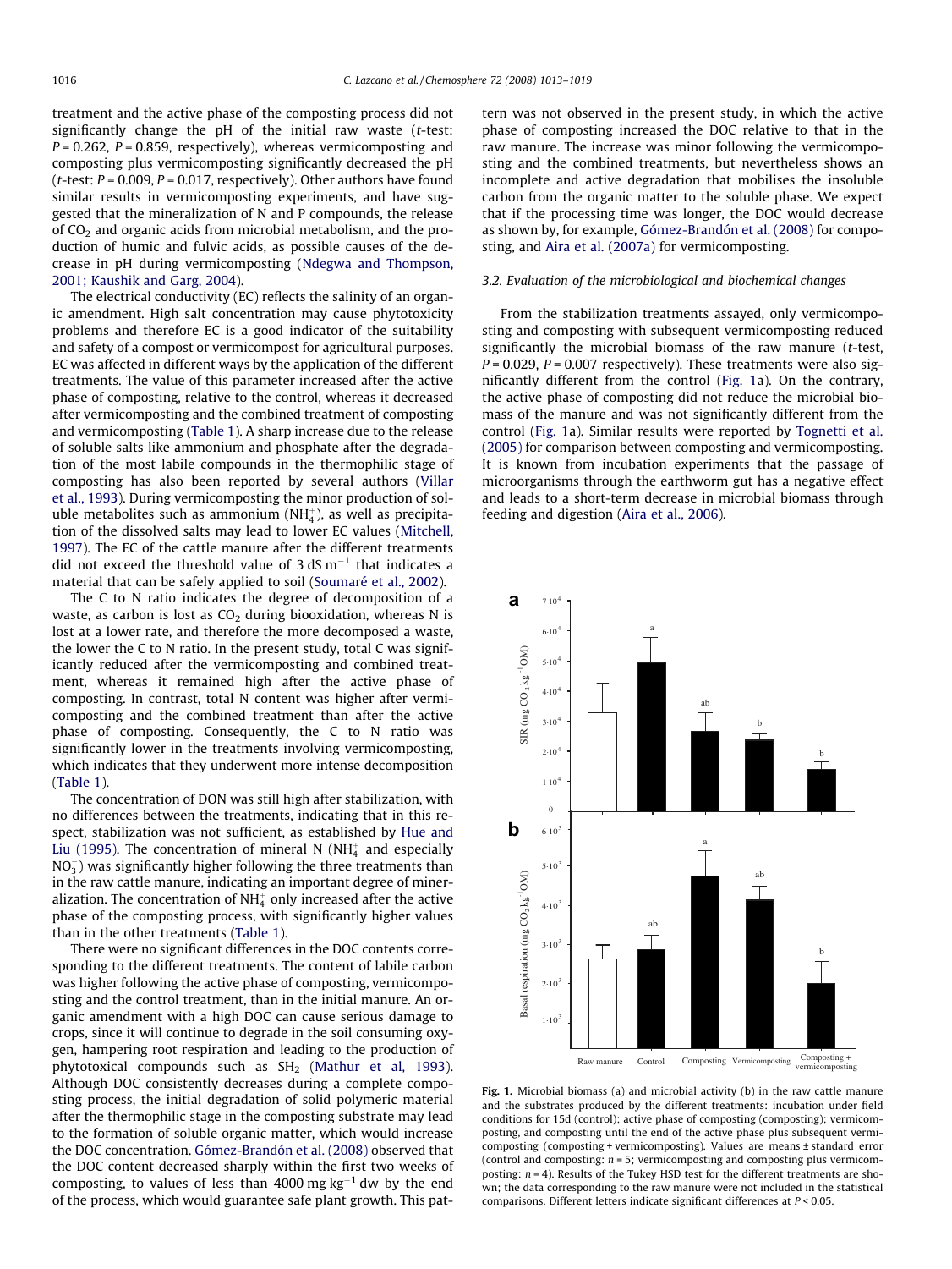treatment and the active phase of the composting process did not significantly change the pH of the initial raw waste (*t*-test: $P = 0.262$, $P = 0.859$, respectively), whereas vermicomposting and composting plus vermicomposting significantly decreased the pH (*t*-test: $P = 0.009$, $P = 0.017$, respectively). Other authors have found similar results in vermicomposting experiments, and have suggested that the mineralization of N and P compounds, the release of $CO_2$ and organic acids from microbial metabolism, and the production of humic and fulvic acids, as possible causes of the decrease in pH during vermicomposting (Ndegwa and Thompson, 2001; Kaushik and Garg, 2004).

The electrical conductivity (EC) reflects the salinity of an organic amendment. High salt concentration may cause phytotoxicity problems and therefore EC is a good indicator of the suitability and safety of a compost or vermicompost for agricultural purposes. EC was affected in different ways by the application of the different treatments. The value of this parameter increased after the active phase of composting, relative to the control, whereas it decreased after vermicomposting and the combined treatment of composting and vermicomposting (Table 1). A sharp increase due to the release of soluble salts like ammonium and phosphate after the degradation of the most labile compounds in the thermophilic stage of composting has also been reported by several authors (Villar et al., 1993). During vermicomposting the minor production of soluble metabolites such as ammonium ($NH_4^+$), as well as precipitation of the dissolved salts may lead to lower EC values (Mitchell, 1997). The EC of the cattle manure after the different treatments did not exceed the threshold value of 3 dS $m^{-1}$ that indicates a material that can be safely applied to soil (Soumaré et al., 2002).

The C to N ratio indicates the degree of decomposition of a waste, as carbon is lost as $CO_2$ during biooxidation, whereas N is lost at a lower rate, and therefore the more decomposed a waste, the lower the C to N ratio. In the present study, total C was significantly reduced after the vermicomposting and combined treatment, whereas it remained high after the active phase of composting. In contrast, total N content was higher after vermicomposting and the combined treatment than after the active phase of composting. Consequently, the C to N ratio was significantly lower in the treatments involving vermicomposting, which indicates that they underwent more intense decomposition (Table 1).

The concentration of DON was still high after stabilization, with no differences between the treatments, indicating that in this respect, stabilization was not sufficient, as established by Hue and Liu (1995). The concentration of mineral N ($NH_4^+$ and especially $NO_3^-$) was significantly higher following the three treatments than in the raw cattle manure, indicating an important degree of mineralization. The concentration of $NH_4^+$ only increased after the active phase of the composting process, with significantly higher values than in the other treatments (Table 1).

There were no significant differences in the DOC contents corresponding to the different treatments. The content of labile carbon was higher following the active phase of composting, vermicomposting and the control treatment, than in the initial manure. An organic amendment with a high DOC can cause serious damage to crops, since it will continue to degrade in the soil consuming oxygen, hampering root respiration and leading to the production of phytotoxical compounds such as $SH_2$ (Mathur et al, 1993). Although DOC consistently decreases during a complete composting process, the initial degradation of solid polymeric material after the thermophilic stage in the composting substrate may lead to the formation of soluble organic matter, which would increase the DOC concentration. Gómez-Brandón et al. (2008) observed that the DOC content decreased sharply within the first two weeks of composting, to values of less than 4000 mg $kg^{-1}$ dw by the end of the process, which would guarantee safe plant growth. This pattern was not observed in the present study, in which the active phase of composting increased the DOC relative to that in the raw manure. The increase was minor following the vermicomposting and the combined treatments, but nevertheless shows an incomplete and active degradation that mobilises the insoluble carbon from the organic matter to the soluble phase. We expect that if the processing time was longer, the DOC would decrease as shown by, for example, Gómez-Brandón et al. (2008) for composting, and Aira et al. (2007a) for vermicomposting.

### 3.2. Evaluation of the microbiological and biochemical changes

From the stabilization treatments assayed, only vermicomposting and composting with subsequent vermicomposting reduced significantly the microbial biomass of the raw manure (*t*-test, $P = 0.029$, $P = 0.007$ respectively). These treatments were also significantly different from the control (Fig. 1a). On the contrary, the active phase of composting did not reduce the microbial biomass of the manure and was not significantly different from the control (Fig. 1a). Similar results were reported by Tognetti et al. (2005) for comparison between composting and vermicomposting. It is known from incubation experiments that the passage of microorganisms through the earthworm gut has a negative effect and leads to a short-term decrease in microbial biomass through feeding and digestion (Aira et al., 2006).

**Fig. 1.** Microbial biomass (a) and microbial activity (b) in the raw cattle manure and the substrates produced by the different treatments: incubation under field conditions for 15d (control); active phase of composting (composting); vermicomposting, and composting until the end of the active phase plus subsequent vermicomposting (composting + vermicomposting). Values are means ± standard error (control and composting: $n = 5$; vermicomposting and composting plus vermicomposting: $n = 4$). Results of the Tukey HSD test for the different treatments are shown; the data corresponding to the raw manure were not included in the statistical comparisons. Different letters indicate significant differences at $P < 0.05$.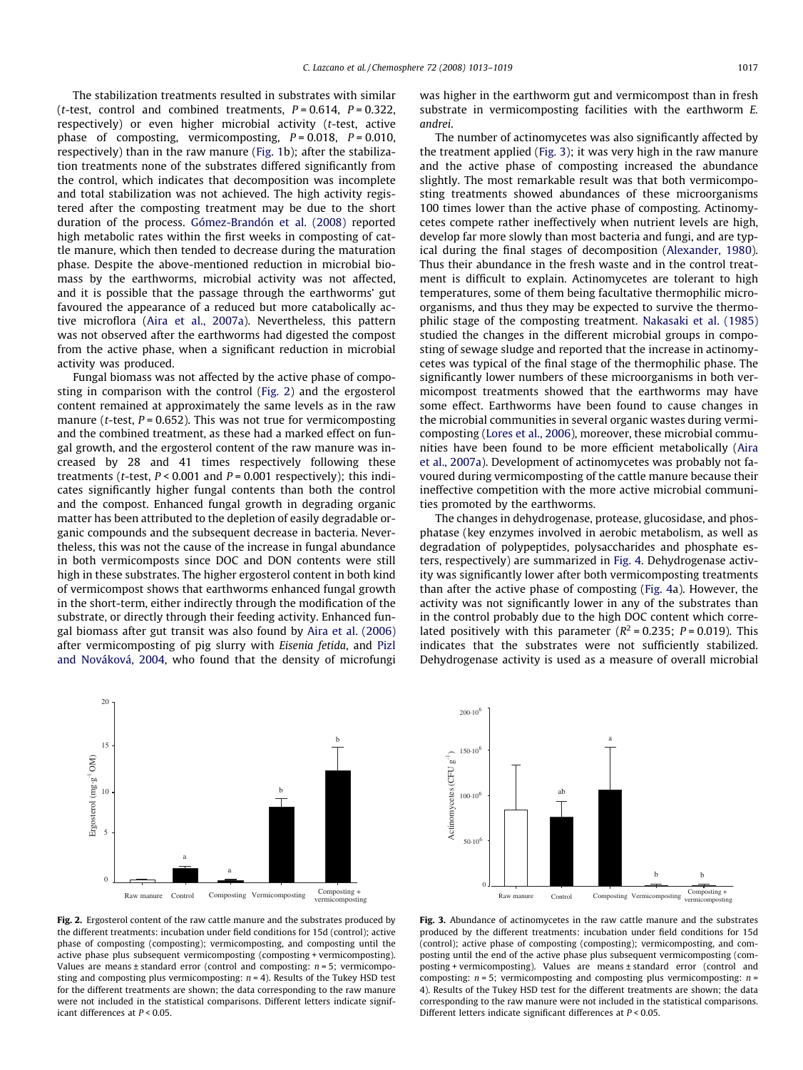The stabilization treatments resulted in substrates with similar (t-test, control and combined treatments, $P = 0.614$, $P = 0.322$, respectively) or even higher microbial activity (t-test, active phase of composting, vermicomposting, $P = 0.018$, $P = 0.010$, respectively) than in the raw manure (Fig. 1b); after the stabilization treatments none of the substrates differed significantly from the control, which indicates that decomposition was incomplete and total stabilization was not achieved. The high activity registered after the composting treatment may be due to the short duration of the process. Gómez-Brandón et al. (2008) reported high metabolic rates within the first weeks in composting of cattle manure, which then tended to decrease during the maturation phase. Despite the above-mentioned reduction in microbial biomass by the earthworms, microbial activity was not affected, and it is possible that the passage through the earthworms' gut favoured the appearance of a reduced but more catabolically active microflora (Aira et al., 2007a). Nevertheless, this pattern was not observed after the earthworms had digested the compost from the active phase, when a significant reduction in microbial activity was produced.

Fungal biomass was not affected by the active phase of composting in comparison with the control (Fig. 2) and the ergosterol content remained at approximately the same levels as in the raw manure (t-test, $P = 0.652$). This was not true for vermicomposting and the combined treatment, as these had a marked effect on fungal growth, and the ergosterol content of the raw manure was increased by 28 and 41 times respectively following these treatments (t-test, $P < 0.001$ and $P = 0.001$ respectively); this indicates significantly higher fungal contents than both the control and the compost. Enhanced fungal growth in degrading organic matter has been attributed to the depletion of easily degradable organic compounds and the subsequent decrease in bacteria. Nevertheless, this was not the cause of the increase in fungal abundance in both vermicomposts since DOC and DON contents were still high in these substrates. The higher ergosterol content in both kind of vermicompost shows that earthworms enhanced fungal growth in the short-term, either indirectly through the modification of the substrate, or directly through their feeding activity. Enhanced fungal biomass after gut transit was also found by Aira et al. (2006) after vermicomposting of pig slurry with *Eisenia fetida*, and Pizl and Nováková, 2004, who found that the density of microfungi was higher in the earthworm gut and vermicompost than in fresh substrate in vermicomposting facilities with the earthworm *E. andrei*.

The number of actinomycetes was also significantly affected by the treatment applied (Fig. 3); it was very high in the raw manure and the active phase of composting increased the abundance slightly. The most remarkable result was that both vermicomposting treatments showed abundances of these microorganisms 100 times lower than the active phase of composting. Actinomycetes compete rather ineffectively when nutrient levels are high, develop far more slowly than most bacteria and fungi, and are typical during the final stages of decomposition (Alexander, 1980). Thus their abundance in the fresh waste and in the control treatment is difficult to explain. Actinomycetes are tolerant to high temperatures, some of them being facultative thermophilic microorganisms, and thus they may be expected to survive the thermophilic stage of the composting treatment. Nakasaki et al. (1985) studied the changes in the different microbial groups in composting of sewage sludge and reported that the increase in actinomycetes was typical of the final stage of the thermophilic phase. The significantly lower numbers of these microorganisms in both vermicompost treatments showed that the earthworms may have some effect. Earthworms have been found to cause changes in the microbial communities in several organic wastes during vermicomposting (Lores et al., 2006), moreover, these microbial communities have been found to be more efficient metabolically (Aira et al., 2007a). Development of actinomycetes was probably not favoured during vermicomposting of the cattle manure because their ineffective competition with the more active microbial communities promoted by the earthworms.

The changes in dehydrogenase, protease, glucosidase, and phosphatase (key enzymes involved in aerobic metabolism, as well as degradation of polypeptides, polysaccharides and phosphate esters, respectively) are summarized in Fig. 4. Dehydrogenase activity was significantly lower after both vermicomposting treatments than after the active phase of composting (Fig. 4a). However, the activity was not significantly lower in any of the substrates than in the control probably due to the high DOC content which correlated positively with this parameter ($R^2 = 0.235$; $P = 0.019$). This indicates that the substrates were not sufficiently stabilized. Dehydrogenase activity is used as a measure of overall microbial

**Fig. 2.** Ergosterol content of the raw cattle manure and the substrates produced by the different treatments: incubation under field conditions for 15d (control); active phase of composting (composting); vermicomposting, and composting until the active phase plus subsequent vermicomposting (composting + vermicomposting). Values are means ± standard error (control and composting: $n = 5$; vermicomposting and composting plus vermicomposting: $n = 4$). Results of the Tukey HSD test for the different treatments are shown; the data corresponding to the raw manure were not included in the statistical comparisons. Different letters indicate significant differences at $P < 0.05$.

**Fig. 3.** Abundance of actinomycetes in the raw cattle manure and the substrates produced by the different treatments: incubation under field conditions for 15d (control); active phase of composting (composting); vermicomposting, and composting until the end of the active phase plus subsequent vermicomposting (composting + vermicomposting). Values are means ± standard error (control and composting: $n = 5$; vermicomposting and composting plus vermicomposting: $n = 4$). Results of the Tukey HSD test for the different treatments are shown; the data corresponding to the raw manure were not included in the statistical comparisons. Different letters indicate significant differences at $P < 0.05$.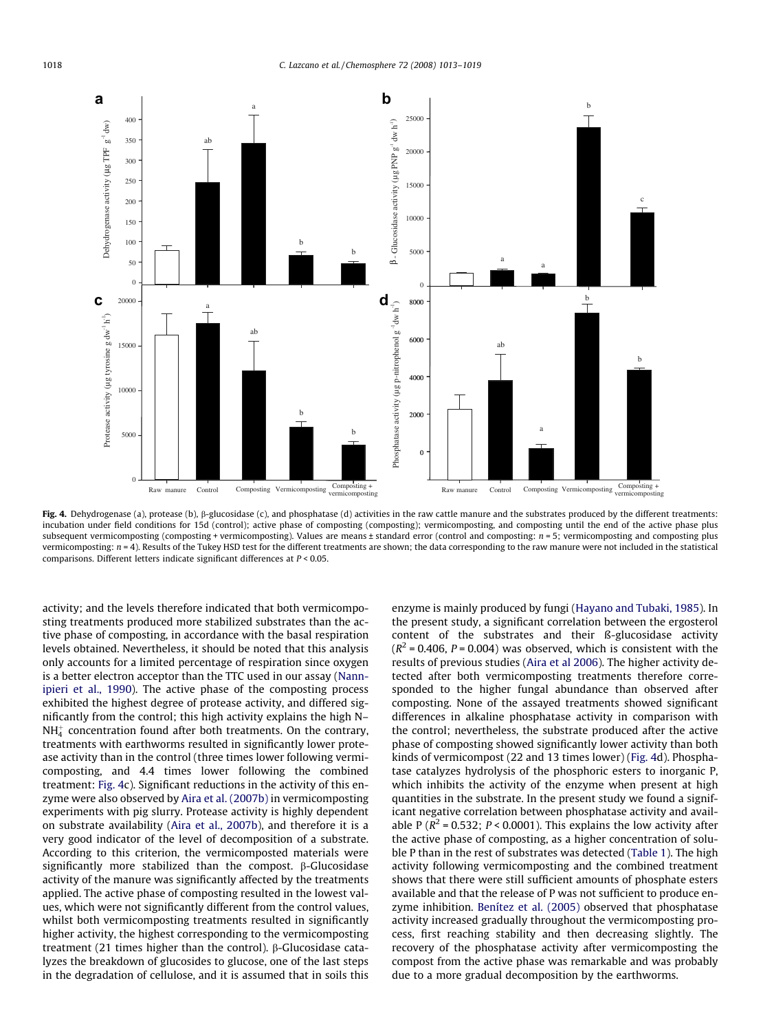Fig. 4. Dehydrogenase (a), protease (b), β-glucosidase (c), and phosphatase (d) activities in the raw cattle manure and the substrates produced by the different treatments: incubation under field conditions for 15d (control); active phase of composting (composting); vermicomposting, and composting until the end of the active phase plus subsequent vermicomposting (composting + vermicomposting). Values are means ± standard error (control and composting: $n = 5$; vermicomposting and composting plus vermicomposting: $n = 4$). Results of the Tukey HSD test for the different treatments are shown; the data corresponding to the raw manure were not included in the statistical comparisons. Different letters indicate significant differences at $P < 0.05$.

activity; and the levels therefore indicated that both vermicomposting treatments produced more stabilized substrates than the active phase of composting, in accordance with the basal respiration levels obtained. Nevertheless, it should be noted that this analysis only accounts for a limited percentage of respiration since oxygen is a better electron acceptor than the TTC used in our assay (Nannipieri et al., 1990). The active phase of the composting process exhibited the highest degree of protease activity, and differed significantly from the control; this high activity explains the high N–$NH_4^+$ concentration found after both treatments. On the contrary, treatments with earthworms resulted in significantly lower protease activity than in the control (three times lower following vermicomposting, and 4.4 times lower following the combined treatment: Fig. 4c). Significant reductions in the activity of this enzyme were also observed by Aira et al. (2007b) in vermicomposting experiments with pig slurry. Protease activity is highly dependent on substrate availability (Aira et al., 2007b), and therefore it is a very good indicator of the level of decomposition of a substrate. According to this criterion, the vermicomposted materials were significantly more stabilized than the compost. β-Glucosidase activity of the manure was significantly affected by the treatments applied. The active phase of composting resulted in the lowest values, which were not significantly different from the control values, whilst both vermicomposting treatments resulted in significantly higher activity, the highest corresponding to the vermicomposting treatment (21 times higher than the control). β-Glucosidase catalyzes the breakdown of glucosides to glucose, one of the last steps in the degradation of cellulose, and it is assumed that in soils this enzyme is mainly produced by fungi (Hayano and Tubaki, 1985). In the present study, a significant correlation between the ergosterol content of the substrates and their ß-glucosidase activity ($R^2 = 0.406$, $P = 0.004$) was observed, which is consistent with the results of previous studies (Aira et al 2006). The higher activity detected after both vermicomposting treatments therefore corresponded to the higher fungal abundance than observed after composting. None of the assayed treatments showed significant differences in alkaline phosphatase activity in comparison with the control; nevertheless, the substrate produced after the active phase of composting showed significantly lower activity than both kinds of vermicompost (22 and 13 times lower) (Fig. 4d). Phosphatase catalyzes hydrolysis of the phosphoric esters to inorganic P, which inhibits the activity of the enzyme when present at high quantities in the substrate. In the present study we found a significant negative correlation between phosphatase activity and available P ($R^2 = 0.532$; $P < 0.0001$). This explains the low activity after the active phase of composting, as a higher concentration of soluble P than in the rest of substrates was detected (Table 1). The high activity following vermicomposting and the combined treatment shows that there were still sufficient amounts of phosphate esters available and that the release of P was not sufficient to produce enzyme inhibition. Benítez et al. (2005) observed that phosphatase activity increased gradually throughout the vermicomposting process, first reaching stability and then decreasing slightly. The recovery of the phosphatase activity after vermicomposting the compost from the active phase was remarkable and was probably due to a more gradual decomposition by the earthworms.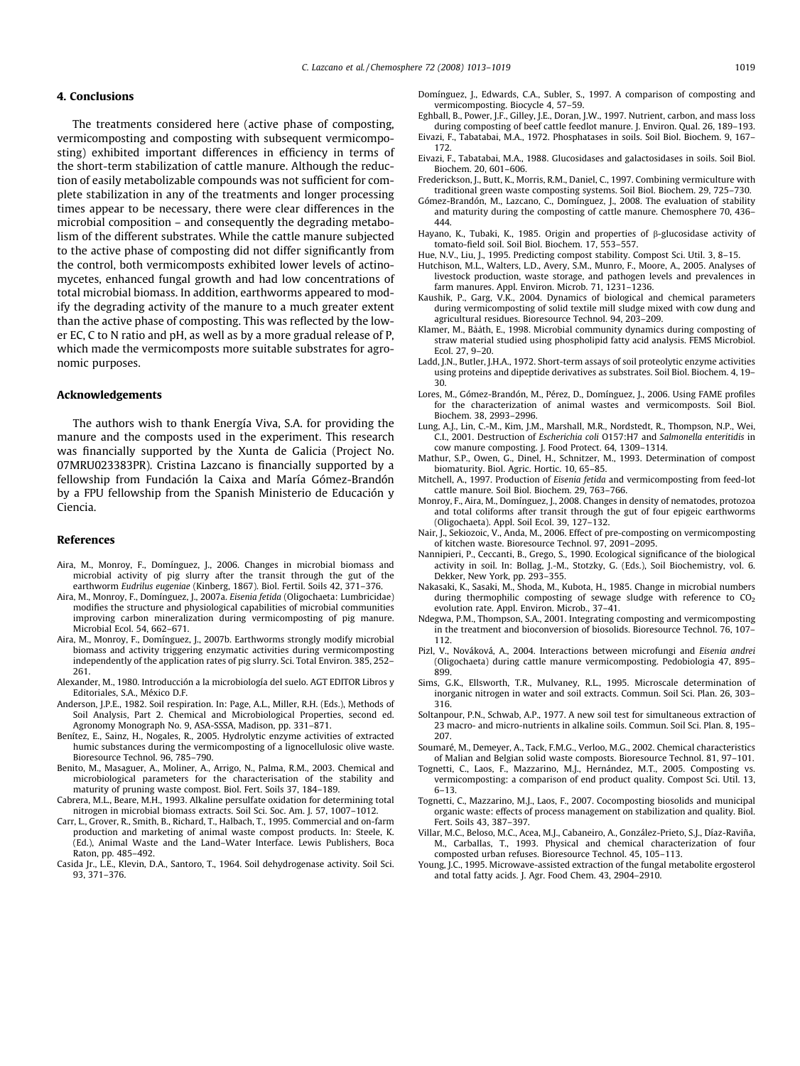## 4. Conclusions

The treatments considered here (active phase of composting, vermicomposting and composting with subsequent vermicomposting) exhibited important differences in efficiency in terms of the short-term stabilization of cattle manure. Although the reduction of easily metabolizable compounds was not sufficient for complete stabilization in any of the treatments and longer processing times appear to be necessary, there were clear differences in the microbial composition – and consequently the degrading metabolism of the different substrates. While the cattle manure subjected to the active phase of composting did not differ significantly from the control, both vermicomposts exhibited lower levels of actinomycetes, enhanced fungal growth and had low concentrations of total microbial biomass. In addition, earthworms appeared to modify the degrading activity of the manure to a much greater extent than the active phase of composting. This was reflected by the lower EC, C to N ratio and pH, as well as by a more gradual release of P, which made the vermicomposts more suitable substrates for agronomic purposes.

## Acknowledgements

The authors wish to thank Energía Viva, S.A. for providing the manure and the composts used in the experiment. This research was financially supported by the Xunta de Galicia (Project No. 07MRU023383PR). Cristina Lazcano is financially supported by a fellowship from Fundación la Caixa and María Gómez-Brandón by a FPU fellowship from the Spanish Ministerio de Educación y Ciencia.

## References

Aira, M., Monroy, F., Domínguez, J., 2006. Changes in microbial biomass and microbial activity of pig slurry after the transit through the gut of the earthworm *Eudrilus eugeniae* (Kinberg, 1867). Biol. Fertil. Soils 42, 371–376.

Aira, M., Monroy, F., Domínguez, J., 2007a. *Eisenia fetida* (Oligochaeta: Lumbricidae) modifies the structure and physiological capabilities of microbial communities improving carbon mineralization during vermicomposting of pig manure. Microbial Ecol. 54, 662–671.

Aira, M., Monroy, F., Domínguez, J., 2007b. Earthworms strongly modify microbial biomass and activity triggering enzymatic activities during vermicomposting independently of the application rates of pig slurry. Sci. Total Environ. 385, 252–261.

Alexander, M., 1980. Introducción a la microbiología del suelo. AGT EDITOR Libros y Editoriales, S.A., México D.F.

Anderson, J.P.E., 1982. Soil respiration. In: Page, A.L., Miller, R.H. (Eds.), Methods of Soil Analysis, Part 2. Chemical and Microbiological Properties, second ed. Agronomy Monograph No. 9, ASA-SSSA, Madison, pp. 331–871.

Benítez, E., Sainz, H., Nogales, R., 2005. Hydrolytic enzyme activities of extracted humic substances during the vermicomposting of a lignocellulosic olive waste. Bioresource Technol. 96, 785–790.

Benito, M., Masaguer, A., Moliner, A., Arrigo, N., Palma, R.M., 2003. Chemical and microbiological parameters for the characterisation of the stability and maturity of pruning waste compost. Biol. Fert. Soils 37, 184–189.

Cabrera, M.L., Beare, M.H., 1993. Alkaline persulfate oxidation for determining total nitrogen in microbial biomass extracts. Soil Sci. Soc. Am. J. 57, 1007–1012.

Carr, L., Grover, R., Smith, B., Richard, T., Halbach, T., 1995. Commercial and on-farm production and marketing of animal waste compost products. In: Steele, K. (Ed.), Animal Waste and the Land–Water Interface. Lewis Publishers, Boca Raton, pp. 485–492.

Casida Jr., L.E., Klevin, D.A., Santoro, T., 1964. Soil dehydrogenase activity. Soil Sci. 93, 371–376.

Domínguez, J., Edwards, C.A., Subler, S., 1997. A comparison of composting and vermicomposting. Biocycle 4, 57–59.

Eghball, B., Power, J.F., Gilley, J.E., Doran, J.W., 1997. Nutrient, carbon, and mass loss during composting of beef cattle feedlot manure. J. Environ. Qual. 26, 189–193.

Eivazi, F., Tabatabai, M.A., 1972. Phosphatases in soils. Soil Biol. Biochem. 9, 167–172.

Eivazi, F., Tabatabai, M.A., 1988. Glucosidases and galactosidases in soils. Soil Biol. Biochem. 20, 601–606.

Frederickson, J., Butt, K., Morris, R.M., Daniel, C., 1997. Combining vermiculture with traditional green waste composting systems. Soil Biol. Biochem. 29, 725–730.

Gómez-Brandón, M., Lazcano, C., Domínguez, J., 2008. The evaluation of stability and maturity during the composting of cattle manure. Chemosphere 70, 436–444.

Hayano, K., Tubaki, K., 1985. Origin and properties of β-glucosidase activity of tomato-field soil. Soil Biol. Biochem. 17, 553–557.

Hue, N.V., Liu, J., 1995. Predicting compost stability. Compost Sci. Util. 3, 8–15.

Hutchison, M.L., Walters, L.D., Avery, S.M., Munro, F., Moore, A., 2005. Analyses of livestock production, waste storage, and pathogen levels and prevalences in farm manures. Appl. Environ. Microb. 71, 1231–1236.

Kaushik, P., Garg, V.K., 2004. Dynamics of biological and chemical parameters during vermicomposting of solid textile mill sludge mixed with cow dung and agricultural residues. Bioresource Technol. 94, 203–209.

Klamer, M., Bååth, E., 1998. Microbial community dynamics during composting of straw material studied using phospholipid fatty acid analysis. FEMS Microbiol. Ecol. 27, 9–20.

Ladd, J.N., Butler, J.H.A., 1972. Short-term assays of soil proteolytic enzyme activities using proteins and dipeptide derivatives as substrates. Soil Biol. Biochem. 4, 19–30.

Lores, M., Gómez-Brandón, M., Pérez, D., Domínguez, J., 2006. Using FAME profiles for the characterization of animal wastes and vermicomposts. Soil Biol. Biochem. 38, 2993–2996.

Lung, A.J., Lin, C.-M., Kim, J.M., Marshall, M.R., Nordstedt, R., Thompson, N.P., Wei, C.I., 2001. Destruction of *Escherichia coli* O157:H7 and *Salmonella enteritidis* in cow manure composting. J. Food Protect. 64, 1309–1314.

Mathur, S.P., Owen, G., Dinel, H., Schnitzer, M., 1993. Determination of compost biomaturity. Biol. Agric. Hortic. 10, 65–85.

Mitchell, A., 1997. Production of *Eisenia fetida* and vermicomposting from feed-lot cattle manure. Soil Biol. Biochem. 29, 763–766.

Monroy, F., Aira, M., Domínguez, J., 2008. Changes in density of nematodes, protozoa and total coliforms after transit through the gut of four epigeic earthworms (Oligochaeta). Appl. Soil Ecol. 39, 127–132.

Nair, J., Sekiozoic, V., Anda, M., 2006. Effect of pre-composting on vermicomposting of kitchen waste. Bioresource Technol. 97, 2091–2095.

Nannipieri, P., Ceccanti, B., Grego, S., 1990. Ecological significance of the biological activity in soil. In: Bollag, J.-M., Stotzky, G. (Eds.), Soil Biochemistry, vol. 6. Dekker, New York, pp. 293–355.

Nakasaki, K., Sasaki, M., Shoda, M., Kubota, H., 1985. Change in microbial numbers during thermophilic composting of sewage sludge with reference to $CO_2$ evolution rate. Appl. Environ. Microb., 37–41.

Ndegwa, P.M., Thompson, S.A., 2001. Integrating composting and vermicomposting in the treatment and bioconversion of biosolids. Bioresource Technol. 76, 107–112.

Pizl, V., Nováková, A., 2004. Interactions between microfungi and *Eisenia andrei* (Oligochaeta) during cattle manure vermicomposting. Pedobiologia 47, 895–899.

Sims, G.K., Ellsworth, T.R., Mulvaney, R.L., 1995. Microscale determination of inorganic nitrogen in water and soil extracts. Commun. Soil Sci. Plan. 26, 303–316.

Soltanpour, P.N., Schwab, A.P., 1977. A new soil test for simultaneous extraction of 23 macro- and micro-nutrients in alkaline soils. Commun. Soil Sci. Plan. 8, 195–207.

Soumaré, M., Demeyer, A., Tack, F.M.G., Verloo, M.G., 2002. Chemical characteristics of Malian and Belgian solid waste composts. Bioresource Technol. 81, 97–101.

Tognetti, C., Laos, F., Mazzarino, M.J., Hernández, M.T., 2005. Composting vs. vermicomposting: a comparison of end product quality. Compost Sci. Util. 13, 6–13.

Tognetti, C., Mazzarino, M.J., Laos, F., 2007. Cocomposting biosolids and municipal organic waste: effects of process management on stabilization and quality. Biol. Fert. Soils 43, 387–397.

Villar, M.C., Beloso, M.C., Acea, M.J., Cabaneiro, A., González-Prieto, S.J., Díaz-Raviña, M., Carballas, T., 1993. Physical and chemical characterization of four composted urban refuses. Bioresource Technol. 45, 105–113.

Young, J.C., 1995. Microwave-assisted extraction of the fungal metabolite ergosterol and total fatty acids. J. Agr. Food Chem. 43, 2904–2910.